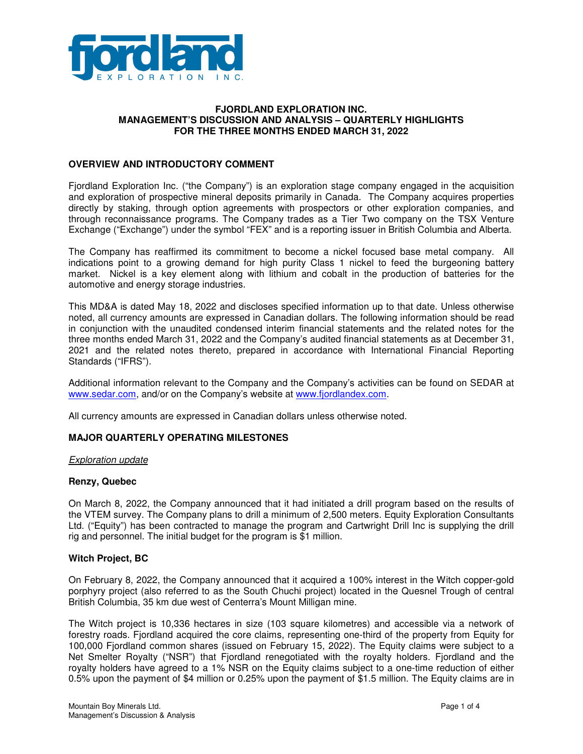# FJORDLAND EXPLORATION INC.
## MANAGEMENT'S DISCUSSION AND ANALYSIS – QUARTERLY HIGHLIGHTS
## FOR THE THREE MONTHS ENDED MARCH 31, 2022

### OVERVIEW AND INTRODUCTORY COMMENT

Fjordland Exploration Inc. ("the Company") is an exploration stage company engaged in the acquisition and exploration of prospective mineral deposits primarily in Canada. The Company acquires properties directly by staking, through option agreements with prospectors or other exploration companies, and through reconnaissance programs. The Company trades as a Tier Two company on the TSX Venture Exchange ("Exchange") under the symbol "FEX" and is a reporting issuer in British Columbia and Alberta.

The Company has reaffirmed its commitment to become a nickel focused base metal company. All indications point to a growing demand for high purity Class 1 nickel to feed the burgeoning battery market. Nickel is a key element along with lithium and cobalt in the production of batteries for the automotive and energy storage industries.

This MD&A is dated May 18, 2022 and discloses specified information up to that date. Unless otherwise noted, all currency amounts are expressed in Canadian dollars. The following information should be read in conjunction with the unaudited condensed interim financial statements and the related notes for the three months ended March 31, 2022 and the Company's audited financial statements as at December 31, 2021 and the related notes thereto, prepared in accordance with International Financial Reporting Standards ("IFRS").

Additional information relevant to the Company and the Company's activities can be found on SEDAR at www.sedar.com, and/or on the Company's website at www.fjordlandex.com.

All currency amounts are expressed in Canadian dollars unless otherwise noted.

### MAJOR QUARTERLY OPERATING MILESTONES

*Exploration update*

**Renzy, Quebec**

On March 8, 2022, the Company announced that it had initiated a drill program based on the results of the VTEM survey. The Company plans to drill a minimum of 2,500 meters. Equity Exploration Consultants Ltd. ("Equity") has been contracted to manage the program and Cartwright Drill Inc is supplying the drill rig and personnel. The initial budget for the program is $1 million.

**Witch Project, BC**

On February 8, 2022, the Company announced that it acquired a 100% interest in the Witch copper-gold porphyry project (also referred to as the South Chuchi project) located in the Quesnel Trough of central British Columbia, 35 km due west of Centerra's Mount Milligan mine.

The Witch project is 10,336 hectares in size (103 square kilometres) and accessible via a network of forestry roads. Fjordland acquired the core claims, representing one-third of the property from Equity for 100,000 Fjordland common shares (issued on February 15, 2022). The Equity claims were subject to a Net Smelter Royalty ("NSR") that Fjordland renegotiated with the royalty holders. Fjordland and the royalty holders have agreed to a 1% NSR on the Equity claims subject to a one-time reduction of either 0.5% upon the payment of $4 million or 0.25% upon the payment of $1.5 million. The Equity claims are in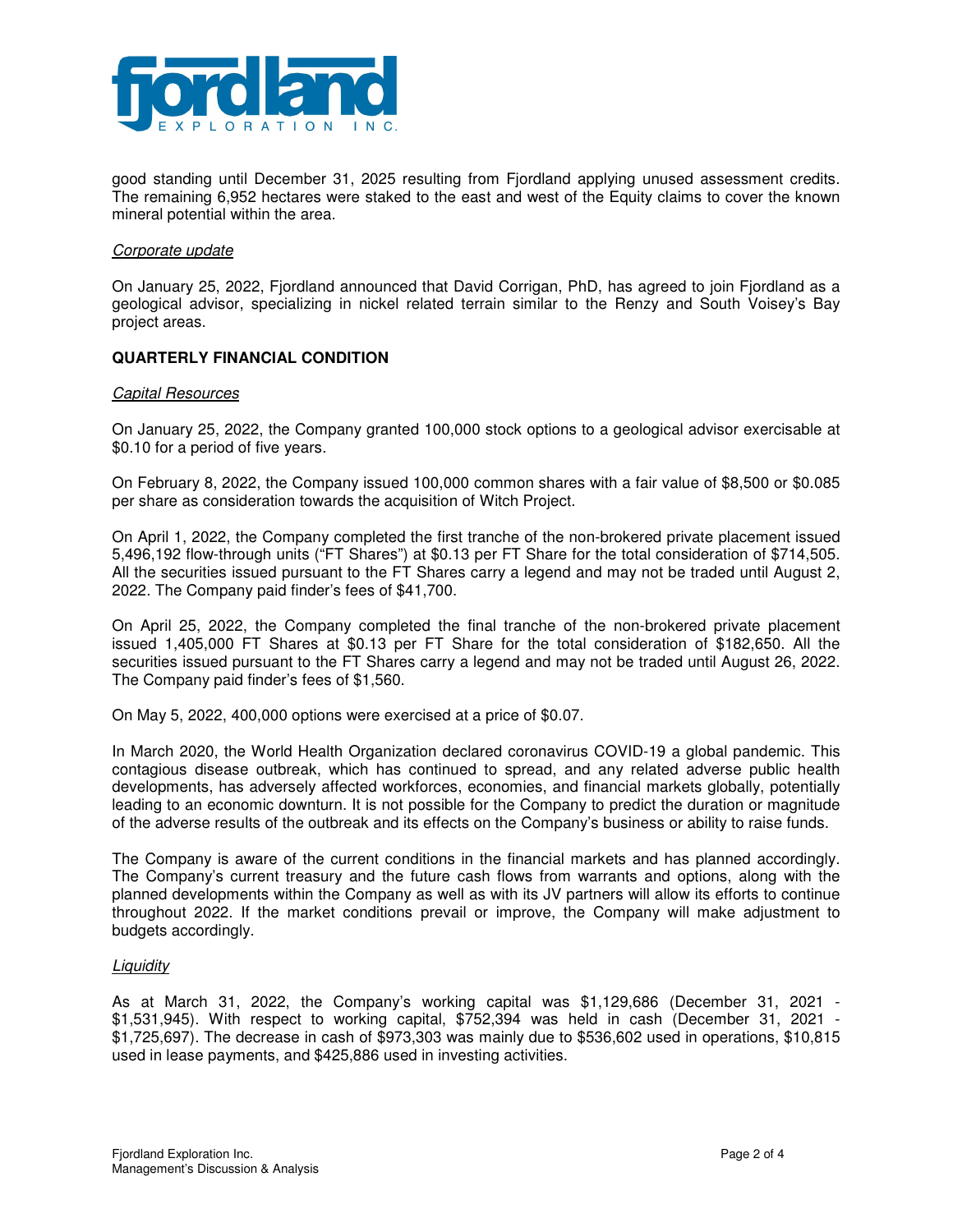good standing until December 31, 2025 resulting from Fjordland applying unused assessment credits. The remaining 6,952 hectares were staked to the east and west of the Equity claims to cover the known mineral potential within the area.

*Corporate update*

On January 25, 2022, Fjordland announced that David Corrigan, PhD, has agreed to join Fjordland as a geological advisor, specializing in nickel related terrain similar to the Renzy and South Voisey's Bay project areas.

## QUARTERLY FINANCIAL CONDITION

*Capital Resources*

On January 25, 2022, the Company granted 100,000 stock options to a geological advisor exercisable at $0.10 for a period of five years.

On February 8, 2022, the Company issued 100,000 common shares with a fair value of $8,500 or $0.085 per share as consideration towards the acquisition of Witch Project.

On April 1, 2022, the Company completed the first tranche of the non-brokered private placement issued 5,496,192 flow-through units ("FT Shares") at $0.13 per FT Share for the total consideration of $714,505. All the securities issued pursuant to the FT Shares carry a legend and may not be traded until August 2, 2022. The Company paid finder's fees of $41,700.

On April 25, 2022, the Company completed the final tranche of the non-brokered private placement issued 1,405,000 FT Shares at $0.13 per FT Share for the total consideration of $182,650. All the securities issued pursuant to the FT Shares carry a legend and may not be traded until August 26, 2022. The Company paid finder's fees of $1,560.

On May 5, 2022, 400,000 options were exercised at a price of $0.07.

In March 2020, the World Health Organization declared coronavirus COVID-19 a global pandemic. This contagious disease outbreak, which has continued to spread, and any related adverse public health developments, has adversely affected workforces, economies, and financial markets globally, potentially leading to an economic downturn. It is not possible for the Company to predict the duration or magnitude of the adverse results of the outbreak and its effects on the Company's business or ability to raise funds.

The Company is aware of the current conditions in the financial markets and has planned accordingly. The Company's current treasury and the future cash flows from warrants and options, along with the planned developments within the Company as well as with its JV partners will allow its efforts to continue throughout 2022. If the market conditions prevail or improve, the Company will make adjustment to budgets accordingly.

*Liquidity*

As at March 31, 2022, the Company's working capital was $1,129,686 (December 31, 2021 - $1,531,945). With respect to working capital, $752,394 was held in cash (December 31, 2021 - $1,725,697). The decrease in cash of $973,303 was mainly due to $536,602 used in operations, $10,815 used in lease payments, and $425,886 used in investing activities.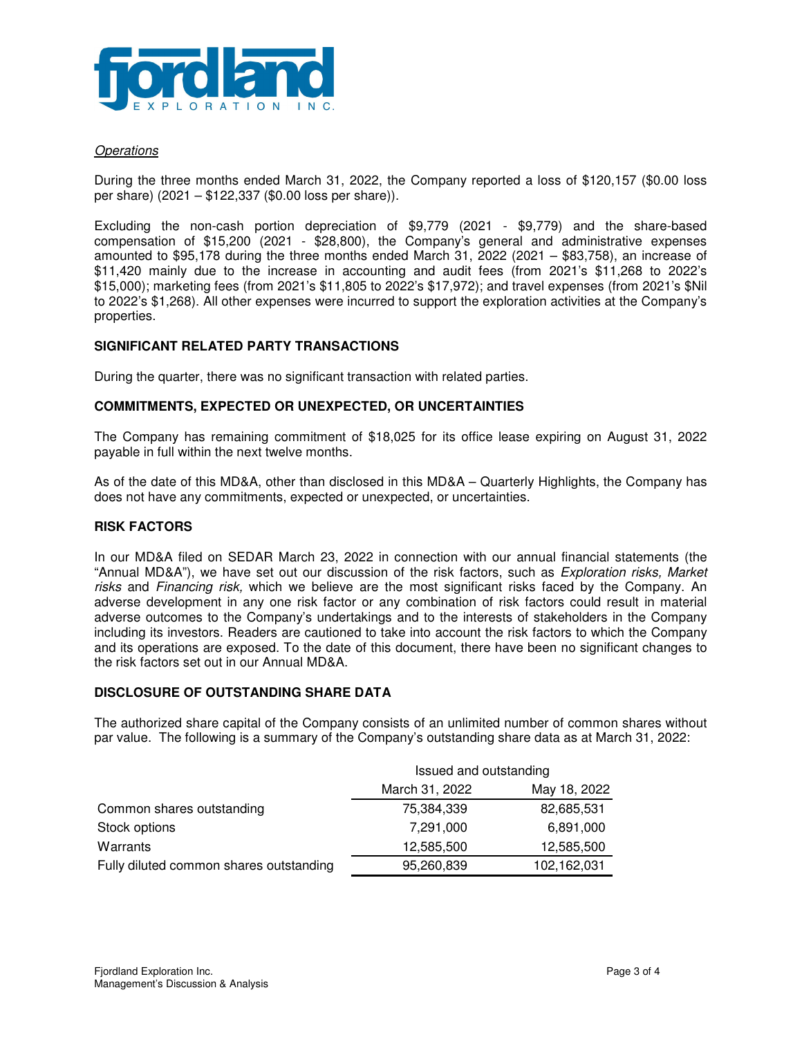*Operations*

During the three months ended March 31, 2022, the Company reported a loss of $120,157 ($0.00 loss per share) (2021 – $122,337 ($0.00 loss per share)).

Excluding the non-cash portion depreciation of $9,779 (2021 - $9,779) and the share-based compensation of $15,200 (2021 - $28,800), the Company's general and administrative expenses amounted to $95,178 during the three months ended March 31, 2022 (2021 – $83,758), an increase of $11,420 mainly due to the increase in accounting and audit fees (from 2021's $11,268 to 2022's $15,000); marketing fees (from 2021's $11,805 to 2022's $17,972); and travel expenses (from 2021's $Nil to 2022's $1,268). All other expenses were incurred to support the exploration activities at the Company's properties.

## SIGNIFICANT RELATED PARTY TRANSACTIONS

During the quarter, there was no significant transaction with related parties.

## COMMITMENTS, EXPECTED OR UNEXPECTED, OR UNCERTAINTIES

The Company has remaining commitment of $18,025 for its office lease expiring on August 31, 2022 payable in full within the next twelve months.

As of the date of this MD&A, other than disclosed in this MD&A – Quarterly Highlights, the Company has does not have any commitments, expected or unexpected, or uncertainties.

## RISK FACTORS

In our MD&A filed on SEDAR March 23, 2022 in connection with our annual financial statements (the "Annual MD&A"), we have set out our discussion of the risk factors, such as *Exploration risks, Market risks* and *Financing risk,* which we believe are the most significant risks faced by the Company. An adverse development in any one risk factor or any combination of risk factors could result in material adverse outcomes to the Company's undertakings and to the interests of stakeholders in the Company including its investors. Readers are cautioned to take into account the risk factors to which the Company and its operations are exposed. To the date of this document, there have been no significant changes to the risk factors set out in our Annual MD&A.

## DISCLOSURE OF OUTSTANDING SHARE DATA

The authorized share capital of the Company consists of an unlimited number of common shares without par value. The following is a summary of the Company's outstanding share data as at March 31, 2022:

| | Issued and outstanding | |
|---|---|---|
| | March 31, 2022 | May 18, 2022 |
| Common shares outstanding | 75,384,339 | 82,685,531 |
| Stock options | 7,291,000 | 6,891,000 |
| Warrants | 12,585,500 | 12,585,500 |
| Fully diluted common shares outstanding | 95,260,839 | 102,162,031 |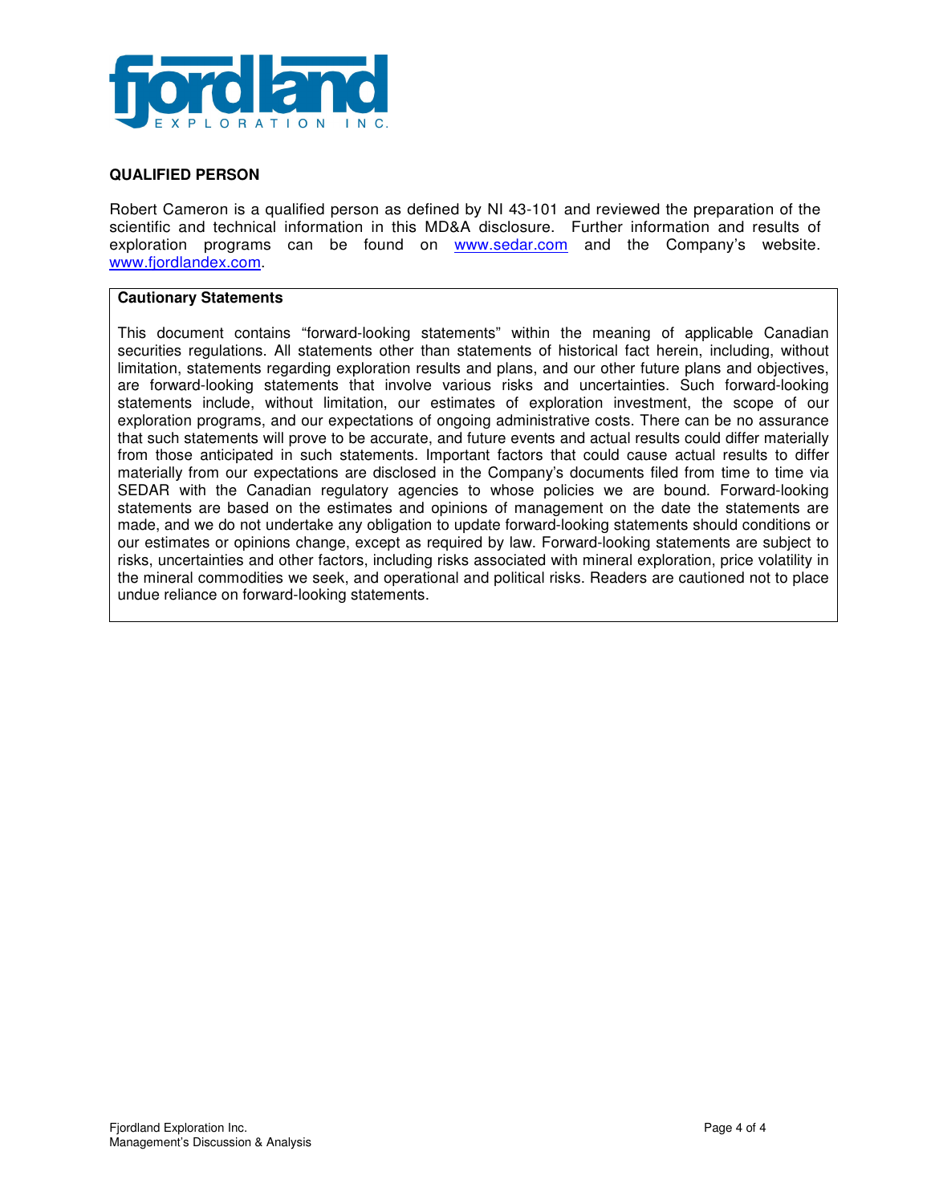## QUALIFIED PERSON

Robert Cameron is a qualified person as defined by NI 43-101 and reviewed the preparation of the scientific and technical information in this MD&A disclosure. Further information and results of exploration programs can be found on www.sedar.com and the Company's website. www.fjordlandex.com.

**Cautionary Statements**

This document contains "forward-looking statements" within the meaning of applicable Canadian securities regulations. All statements other than statements of historical fact herein, including, without limitation, statements regarding exploration results and plans, and our other future plans and objectives, are forward-looking statements that involve various risks and uncertainties. Such forward-looking statements include, without limitation, our estimates of exploration investment, the scope of our exploration programs, and our expectations of ongoing administrative costs. There can be no assurance that such statements will prove to be accurate, and future events and actual results could differ materially from those anticipated in such statements. Important factors that could cause actual results to differ materially from our expectations are disclosed in the Company's documents filed from time to time via SEDAR with the Canadian regulatory agencies to whose policies we are bound. Forward-looking statements are based on the estimates and opinions of management on the date the statements are made, and we do not undertake any obligation to update forward-looking statements should conditions or our estimates or opinions change, except as required by law. Forward-looking statements are subject to risks, uncertainties and other factors, including risks associated with mineral exploration, price volatility in the mineral commodities we seek, and operational and political risks. Readers are cautioned not to place undue reliance on forward-looking statements.